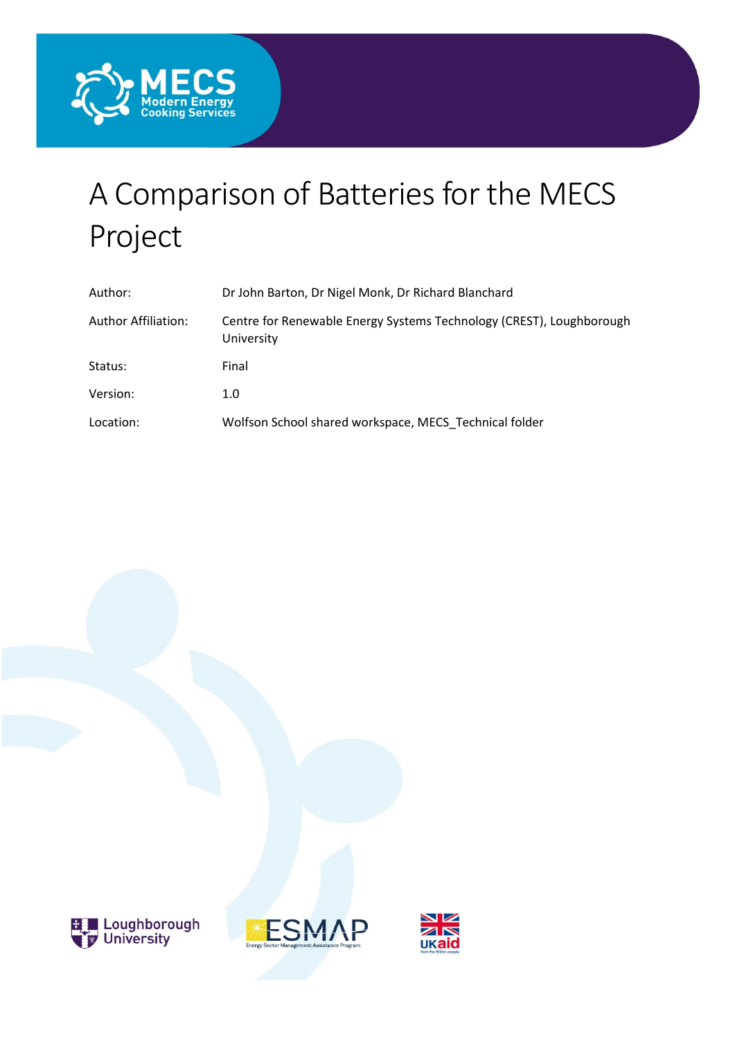# A Comparison of Batteries for the MECS Project

| | |
|---|---|
| Author: | Dr John Barton, Dr Nigel Monk, Dr Richard Blanchard |
| Author Affiliation: | Centre for Renewable Energy Systems Technology (CREST), Loughborough University |
| Status: | Final |
| Version: | 1.0 |
| Location: | Wolfson School shared workspace, MECS_Technical folder |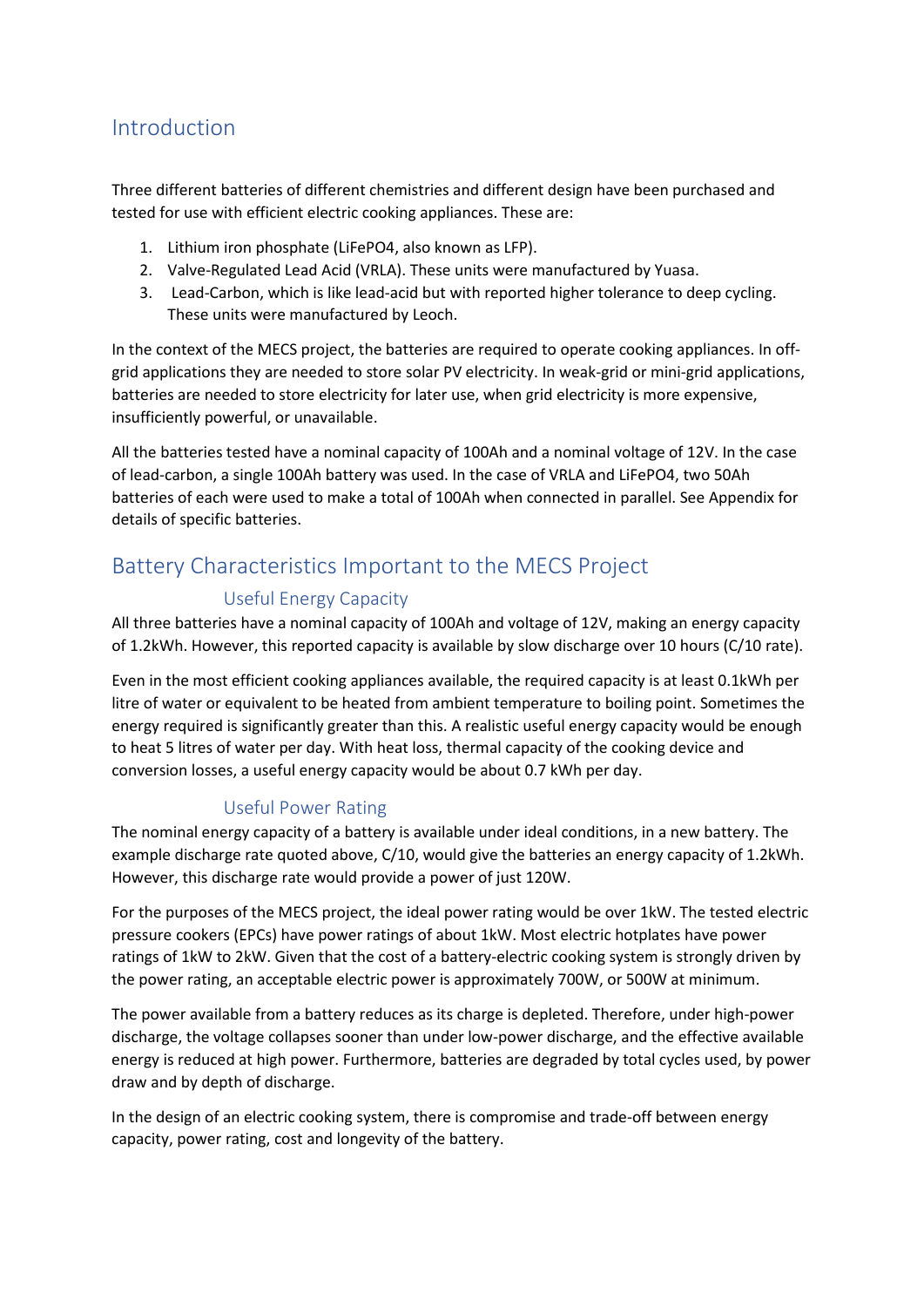## Introduction

Three different batteries of different chemistries and different design have been purchased and tested for use with efficient electric cooking appliances. These are:

1. Lithium iron phosphate ($LiFePO_4$, also known as LFP).
2. Valve-Regulated Lead Acid (VRLA). These units were manufactured by Yuasa.
3. Lead-Carbon, which is like lead-acid but with reported higher tolerance to deep cycling. These units were manufactured by Leoch.

In the context of the MECS project, the batteries are required to operate cooking appliances. In off-grid applications they are needed to store solar PV electricity. In weak-grid or mini-grid applications, batteries are needed to store electricity for later use, when grid electricity is more expensive, insufficiently powerful, or unavailable.

All the batteries tested have a nominal capacity of 100Ah and a nominal voltage of 12V. In the case of lead-carbon, a single 100Ah battery was used. In the case of VRLA and $LiFePO_4$, two 50Ah batteries of each were used to make a total of 100Ah when connected in parallel. See Appendix for details of specific batteries.

## Battery Characteristics Important to the MECS Project

### Useful Energy Capacity

All three batteries have a nominal capacity of 100Ah and voltage of 12V, making an energy capacity of 1.2kWh. However, this reported capacity is available by slow discharge over 10 hours (C/10 rate).

Even in the most efficient cooking appliances available, the required capacity is at least 0.1kWh per litre of water or equivalent to be heated from ambient temperature to boiling point. Sometimes the energy required is significantly greater than this. A realistic useful energy capacity would be enough to heat 5 litres of water per day. With heat loss, thermal capacity of the cooking device and conversion losses, a useful energy capacity would be about 0.7 kWh per day.

### Useful Power Rating

The nominal energy capacity of a battery is available under ideal conditions, in a new battery. The example discharge rate quoted above, C/10, would give the batteries an energy capacity of 1.2kWh. However, this discharge rate would provide a power of just 120W.

For the purposes of the MECS project, the ideal power rating would be over 1kW. The tested electric pressure cookers (EPCs) have power ratings of about 1kW. Most electric hotplates have power ratings of 1kW to 2kW. Given that the cost of a battery-electric cooking system is strongly driven by the power rating, an acceptable electric power is approximately 700W, or 500W at minimum.

The power available from a battery reduces as its charge is depleted. Therefore, under high-power discharge, the voltage collapses sooner than under low-power discharge, and the effective available energy is reduced at high power. Furthermore, batteries are degraded by total cycles used, by power draw and by depth of discharge.

In the design of an electric cooking system, there is compromise and trade-off between energy capacity, power rating, cost and longevity of the battery.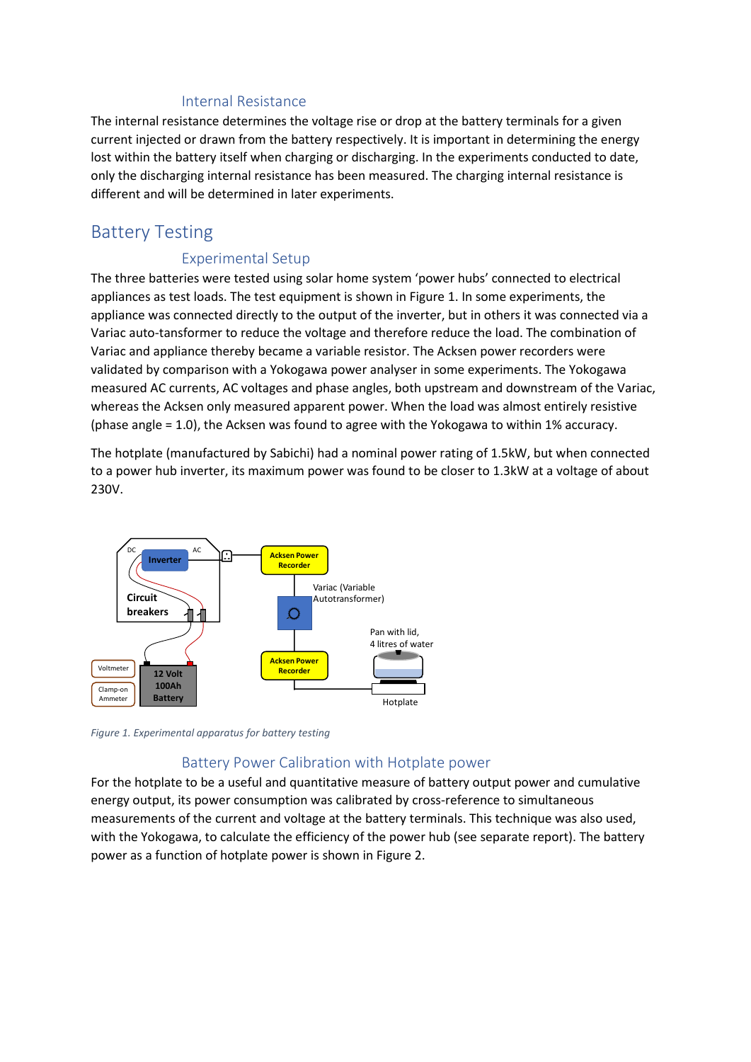### Internal Resistance

The internal resistance determines the voltage rise or drop at the battery terminals for a given current injected or drawn from the battery respectively. It is important in determining the energy lost within the battery itself when charging or discharging. In the experiments conducted to date, only the discharging internal resistance has been measured. The charging internal resistance is different and will be determined in later experiments.

## Battery Testing

### Experimental Setup

The three batteries were tested using solar home system 'power hubs' connected to electrical appliances as test loads. The test equipment is shown in Figure 1. In some experiments, the appliance was connected directly to the output of the inverter, but in others it was connected via a Variac auto-tansformer to reduce the voltage and therefore reduce the load. The combination of Variac and appliance thereby became a variable resistor. The Acksen power recorders were validated by comparison with a Yokogawa power analyser in some experiments. The Yokogawa measured AC currents, AC voltages and phase angles, both upstream and downstream of the Variac, whereas the Acksen only measured apparent power. When the load was almost entirely resistive (phase angle = 1.0), the Acksen was found to agree with the Yokogawa to within 1% accuracy.

The hotplate (manufactured by Sabichi) had a nominal power rating of 1.5kW, but when connected to a power hub inverter, its maximum power was found to be closer to 1.3kW at a voltage of about 230V.

*Figure 1. Experimental apparatus for battery testing*

### Battery Power Calibration with Hotplate power

For the hotplate to be a useful and quantitative measure of battery output power and cumulative energy output, its power consumption was calibrated by cross-reference to simultaneous measurements of the current and voltage at the battery terminals. This technique was also used, with the Yokogawa, to calculate the efficiency of the power hub (see separate report). The battery power as a function of hotplate power is shown in Figure 2.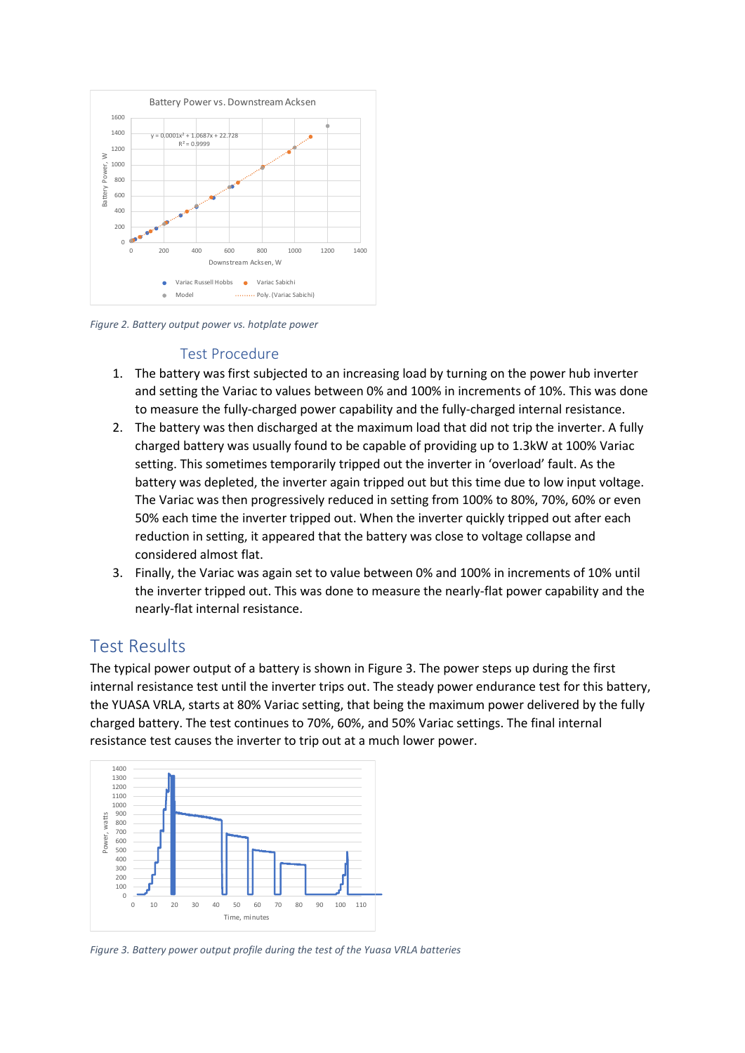*Figure 2. Battery output power vs. hotplate power*

### Test Procedure

1. The battery was first subjected to an increasing load by turning on the power hub inverter and setting the Variac to values between 0% and 100% in increments of 10%. This was done to measure the fully-charged power capability and the fully-charged internal resistance.
2. The battery was then discharged at the maximum load that did not trip the inverter. A fully charged battery was usually found to be capable of providing up to 1.3kW at 100% Variac setting. This sometimes temporarily tripped out the inverter in 'overload' fault. As the battery was depleted, the inverter again tripped out but this time due to low input voltage. The Variac was then progressively reduced in setting from 100% to 80%, 70%, 60% or even 50% each time the inverter tripped out. When the inverter quickly tripped out after each reduction in setting, it appeared that the battery was close to voltage collapse and considered almost flat.
3. Finally, the Variac was again set to value between 0% and 100% in increments of 10% until the inverter tripped out. This was done to measure the nearly-flat power capability and the nearly-flat internal resistance.

## Test Results

The typical power output of a battery is shown in Figure 3. The power steps up during the first internal resistance test until the inverter trips out. The steady power endurance test for this battery, the YUASA VRLA, starts at 80% Variac setting, that being the maximum power delivered by the fully charged battery. The test continues to 70%, 60%, and 50% Variac settings. The final internal resistance test causes the inverter to trip out at a much lower power.

*Figure 3. Battery power output profile during the test of the Yuasa VRLA batteries*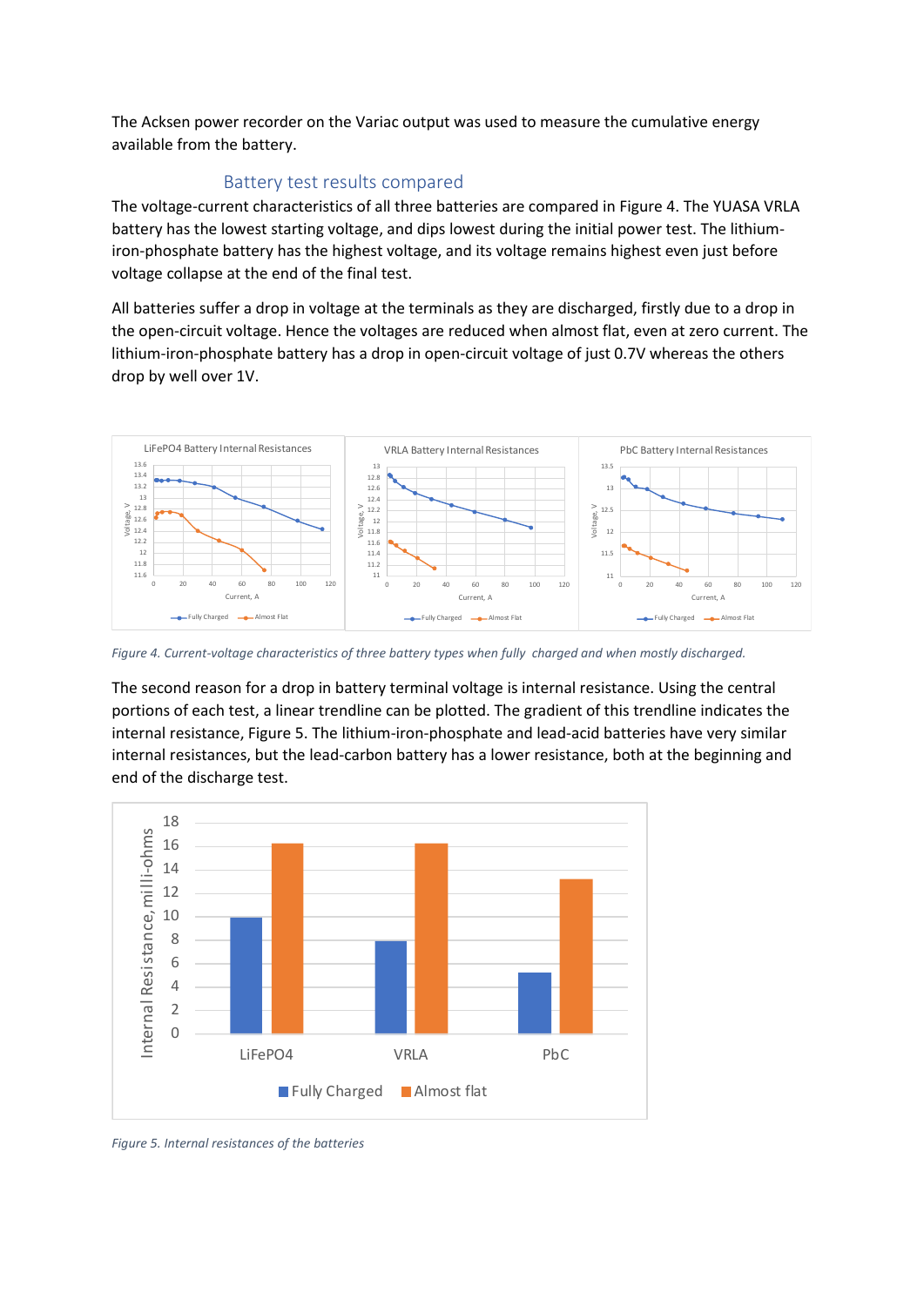The Acksen power recorder on the Variac output was used to measure the cumulative energy available from the battery.

## Battery test results compared

The voltage-current characteristics of all three batteries are compared in Figure 4. The YUASA VRLA battery has the lowest starting voltage, and dips lowest during the initial power test. The lithium-iron-phosphate battery has the highest voltage, and its voltage remains highest even just before voltage collapse at the end of the final test.

All batteries suffer a drop in voltage at the terminals as they are discharged, firstly due to a drop in the open-circuit voltage. Hence the voltages are reduced when almost flat, even at zero current. The lithium-iron-phosphate battery has a drop in open-circuit voltage of just 0.7V whereas the others drop by well over 1V.

*Figure 4. Current-voltage characteristics of three battery types when fully charged and when mostly discharged.*

The second reason for a drop in battery terminal voltage is internal resistance. Using the central portions of each test, a linear trendline can be plotted. The gradient of this trendline indicates the internal resistance, Figure 5. The lithium-iron-phosphate and lead-acid batteries have very similar internal resistances, but the lead-carbon battery has a lower resistance, both at the beginning and end of the discharge test.

*Figure 5. Internal resistances of the batteries*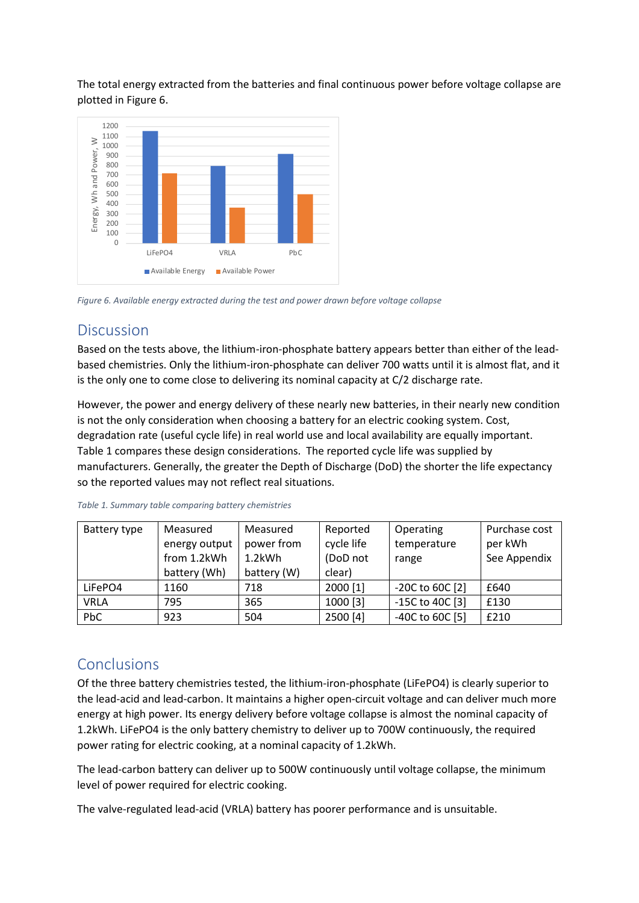The total energy extracted from the batteries and final continuous power before voltage collapse are plotted in Figure 6.

*Figure 6. Available energy extracted during the test and power drawn before voltage collapse*

## Discussion

Based on the tests above, the lithium-iron-phosphate battery appears better than either of the lead-based chemistries. Only the lithium-iron-phosphate can deliver 700 watts until it is almost flat, and it is the only one to come close to delivering its nominal capacity at C/2 discharge rate.

However, the power and energy delivery of these nearly new batteries, in their nearly new condition is not the only consideration when choosing a battery for an electric cooking system. Cost, degradation rate (useful cycle life) in real world use and local availability are equally important. Table 1 compares these design considerations. The reported cycle life was supplied by manufacturers. Generally, the greater the Depth of Discharge (DoD) the shorter the life expectancy so the reported values may not reflect real situations.

*Table 1. Summary table comparing battery chemistries*

| Battery type | Measured energy output from 1.2kWh battery (Wh) | Measured power from 1.2kWh battery (W) | Reported cycle life (DoD not clear) | Operating temperature range | Purchase cost per kWh See Appendix |
|---|---|---|---|---|---|
| LiFePO4 | 1160 | 718 | 2000 [1] | -20C to 60C [2] | £640 |
| VRLA | 795 | 365 | 1000 [3] | -15C to 40C [3] | £130 |
| PbC | 923 | 504 | 2500 [4] | -40C to 60C [5] | £210 |

## Conclusions

Of the three battery chemistries tested, the lithium-iron-phosphate (LiFePO4) is clearly superior to the lead-acid and lead-carbon. It maintains a higher open-circuit voltage and can deliver much more energy at high power. Its energy delivery before voltage collapse is almost the nominal capacity of 1.2kWh. LiFePO4 is the only battery chemistry to deliver up to 700W continuously, the required power rating for electric cooking, at a nominal capacity of 1.2kWh.

The lead-carbon battery can deliver up to 500W continuously until voltage collapse, the minimum level of power required for electric cooking.

The valve-regulated lead-acid (VRLA) battery has poorer performance and is unsuitable.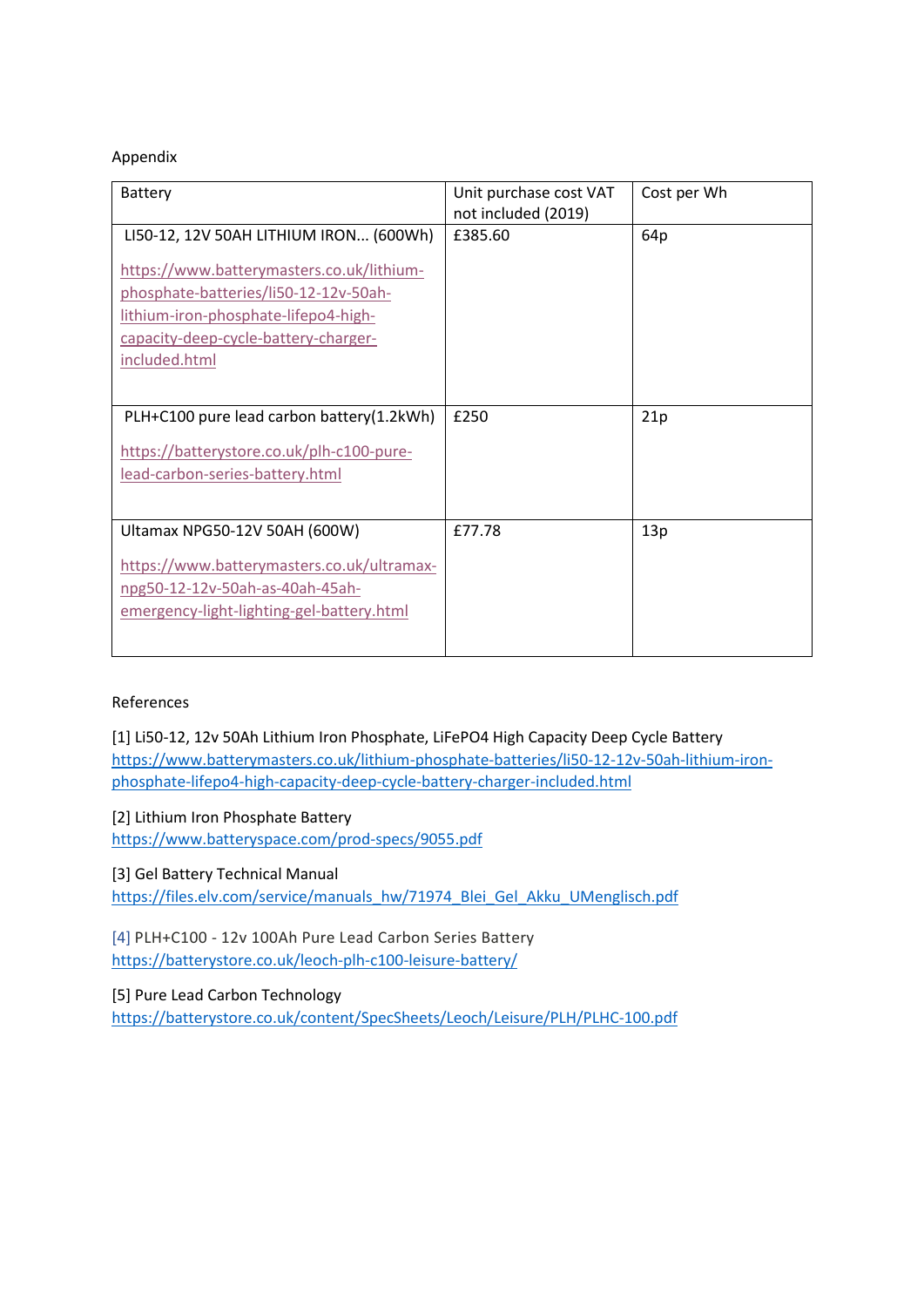Appendix

| Battery | Unit purchase cost VAT not included (2019) | Cost per Wh |
|---|---|---|
| LI50-12, 12V 50AH LITHIUM IRON... (600Wh)<br><br>https://www.batterymasters.co.uk/lithium-phosphate-batteries/li50-12-12v-50ah-lithium-iron-phosphate-lifepo4-high-capacity-deep-cycle-battery-charger-included.html | £385.60 | 64p |
| PLH+C100 pure lead carbon battery(1.2kWh)<br><br>https://batterystore.co.uk/plh-c100-pure-lead-carbon-series-battery.html | £250 | 21p |
| Ultamax NPG50-12V 50AH (600W)<br><br>https://www.batterymasters.co.uk/ultramax-npg50-12-12v-50ah-as-40ah-45ah-emergency-light-lighting-gel-battery.html | £77.78 | 13p |

References

[1] Li50-12, 12v 50Ah Lithium Iron Phosphate, LiFePO4 High Capacity Deep Cycle Battery
https://www.batterymasters.co.uk/lithium-phosphate-batteries/li50-12-12v-50ah-lithium-iron-phosphate-lifepo4-high-capacity-deep-cycle-battery-charger-included.html

[2] Lithium Iron Phosphate Battery
https://www.batteryspace.com/prod-specs/9055.pdf

[3] Gel Battery Technical Manual
https://files.elv.com/service/manuals_hw/71974_Blei_Gel_Akku_UMenglisch.pdf

[4] PLH+C100 - 12v 100Ah Pure Lead Carbon Series Battery
https://batterystore.co.uk/leoch-plh-c100-leisure-battery/

[5] Pure Lead Carbon Technology
https://batterystore.co.uk/content/SpecSheets/Leoch/Leisure/PLH/PLHC-100.pdf